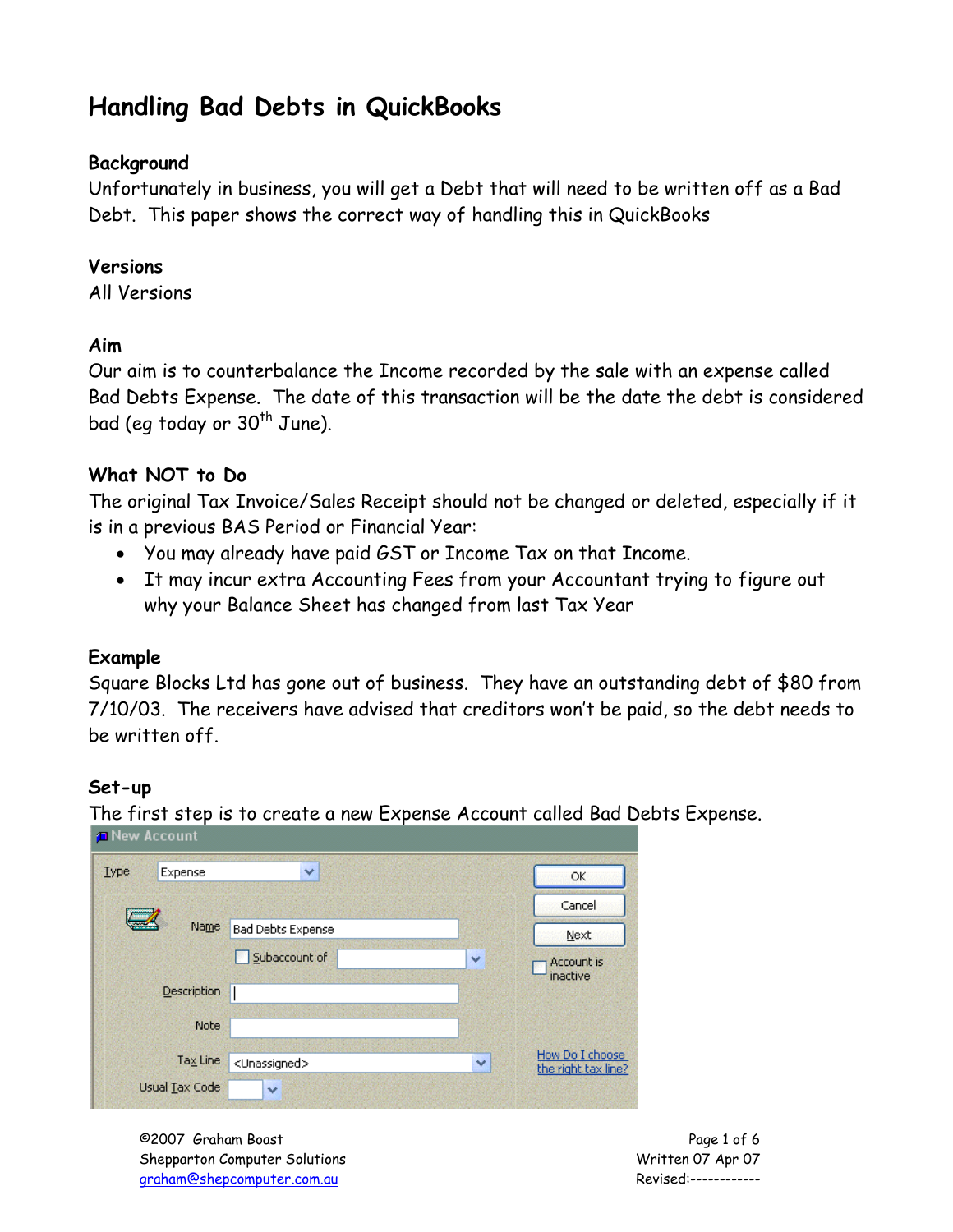# Handling Bad Debts in QuickBooks

### Background

Unfortunately in business, you will get a Debt that will need to be written off as a Bad Debt. This paper shows the correct way of handling this in QuickBooks

### Versions

All Versions

### Aim

Our aim is to counterbalance the Income recorded by the sale with an expense called Bad Debts Expense. The date of this transaction will be the date the debt is considered bad (eg today or 30th June).

### What NOT to Do

The original Tax Invoice/Sales Receipt should not be changed or deleted, especially if it is in a previous BAS Period or Financial Year:

- You may already have paid GST or Income Tax on that Income.
- It may incur extra Accounting Fees from your Accountant trying to figure out why your Balance Sheet has changed from last Tax Year

### Example

Square Blocks Ltd has gone out of business. They have an outstanding debt of $80 from 7/10/03. The receivers have advised that creditors won't be paid, so the debt needs to be written off.

### Set-up

The first step is to create a new Expense Account called Bad Debts Expense.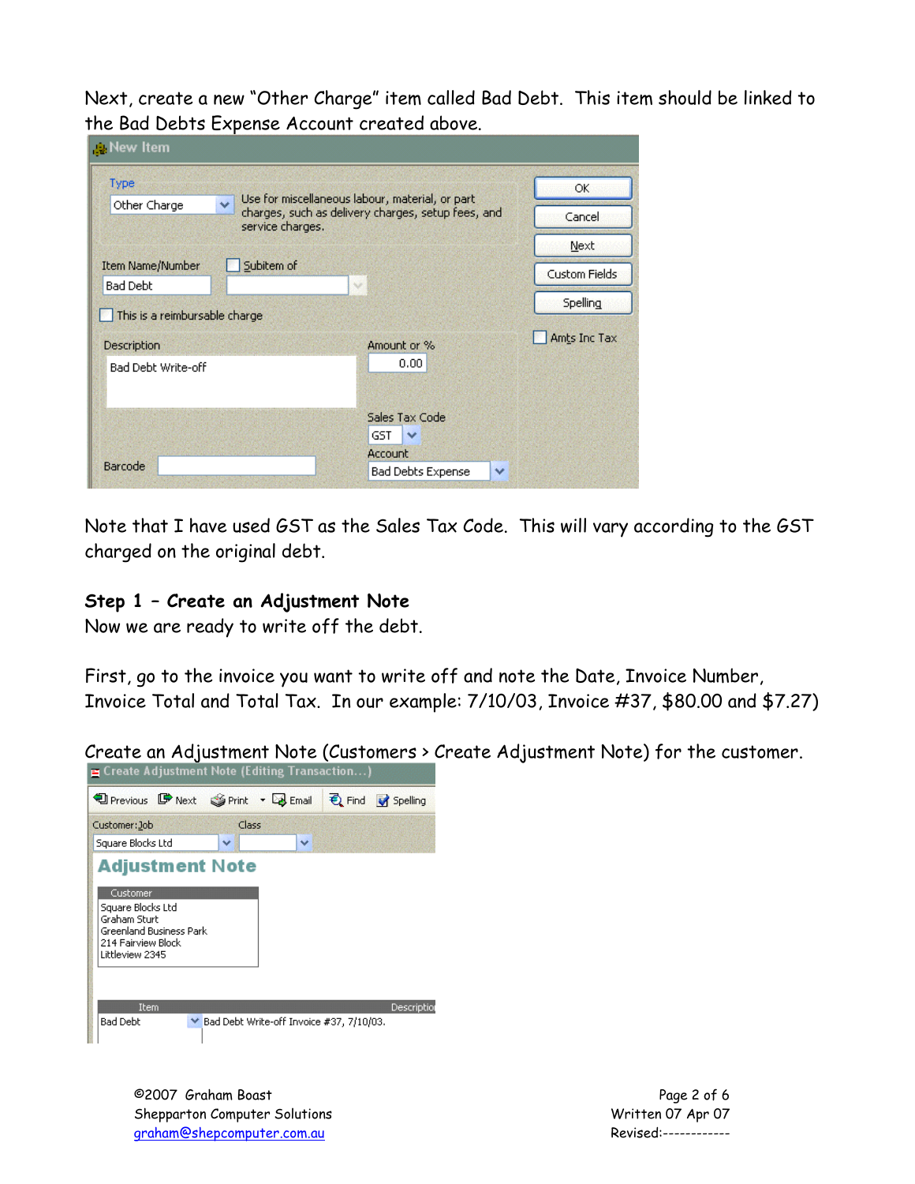Next, create a new "Other Charge" item called Bad Debt. This item should be linked to the Bad Debts Expense Account created above.

Note that I have used GST as the Sales Tax Code. This will vary according to the GST charged on the original debt.

### Step 1 – Create an Adjustment Note

Now we are ready to write off the debt.

First, go to the invoice you want to write off and note the Date, Invoice Number, Invoice Total and Total Tax. In our example: 7/10/03, Invoice #37, $80.00 and $7.27)

Create an Adjustment Note (Customers > Create Adjustment Note) for the customer.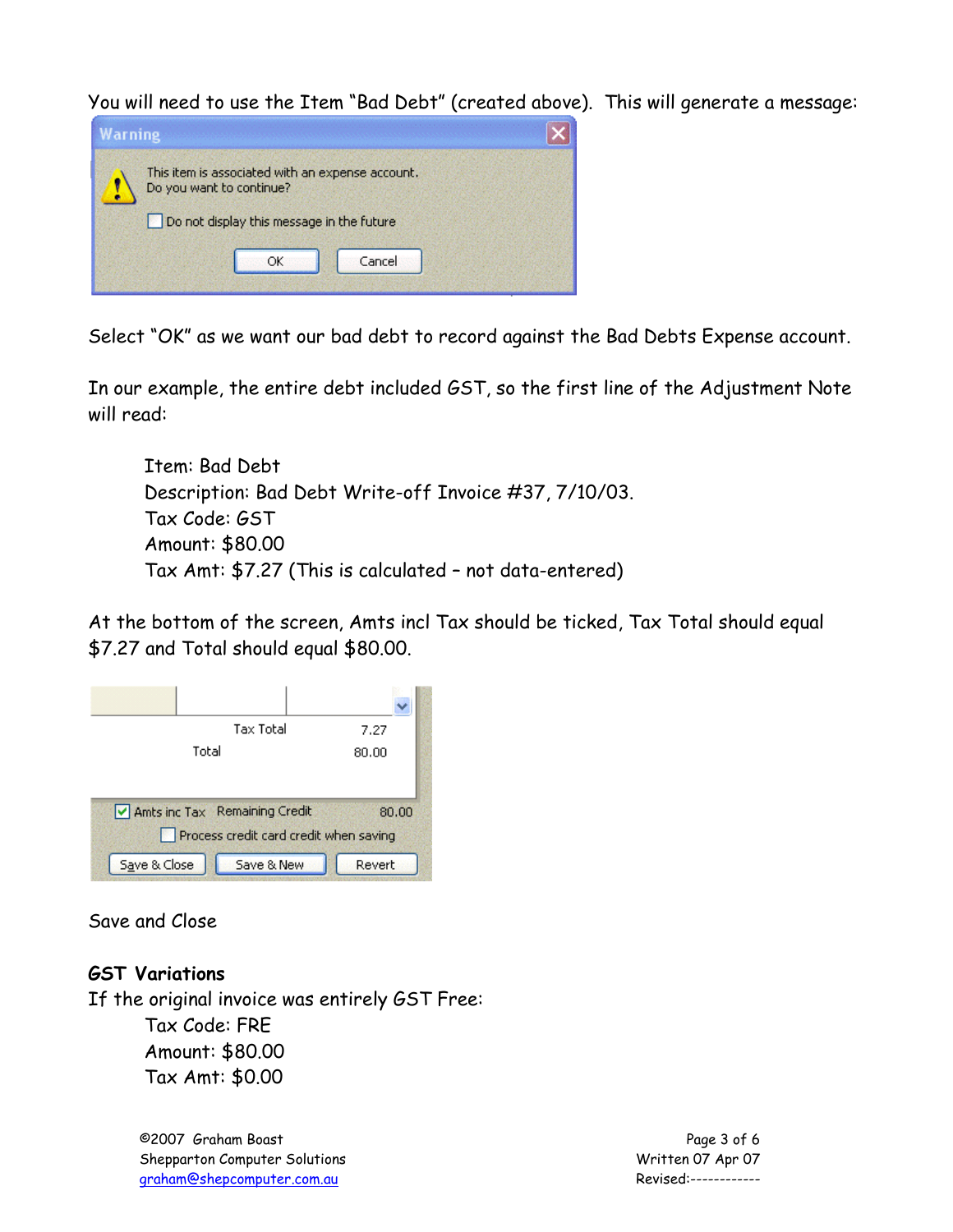You will need to use the Item "Bad Debt" (created above). This will generate a message:

Select "OK" as we want our bad debt to record against the Bad Debts Expense account.

In our example, the entire debt included GST, so the first line of the Adjustment Note will read:

Item: Bad Debt
Description: Bad Debt Write-off Invoice #37, 7/10/03.
Tax Code: GST
Amount: $80.00
Tax Amt: $7.27 (This is calculated – not data-entered)

At the bottom of the screen, Amts incl Tax should be ticked, Tax Total should equal $7.27 and Total should equal $80.00.

Save and Close

**GST Variations**

If the original invoice was entirely GST Free:

Tax Code: FRE
Amount: $80.00
Tax Amt: $0.00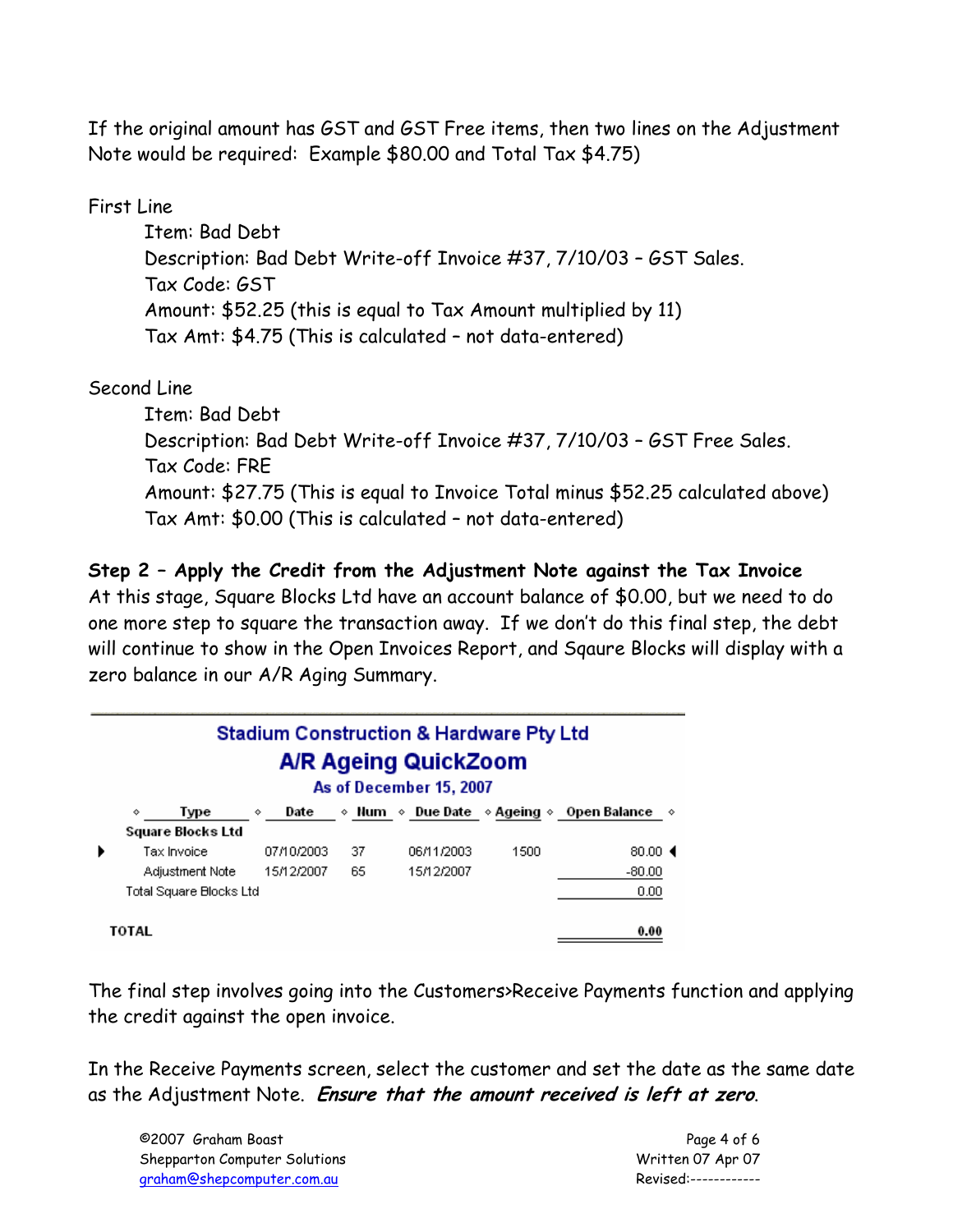If the original amount has GST and GST Free items, then two lines on the Adjustment Note would be required: Example $80.00 and Total Tax $4.75)

First Line

> Item: Bad Debt
> Description: Bad Debt Write-off Invoice #37, 7/10/03 – GST Sales.
> Tax Code: GST
> Amount: $52.25 (this is equal to Tax Amount multiplied by 11)
> Tax Amt: $4.75 (This is calculated – not data-entered)

Second Line

> Item: Bad Debt
> Description: Bad Debt Write-off Invoice #37, 7/10/03 – GST Free Sales.
> Tax Code: FRE
> Amount: $27.75 (This is equal to Invoice Total minus $52.25 calculated above)
> Tax Amt: $0.00 (This is calculated – not data-entered)

**Step 2 – Apply the Credit from the Adjustment Note against the Tax Invoice**

At this stage, Square Blocks Ltd have an account balance of $0.00, but we need to do one more step to square the transaction away. If we don't do this final step, the debt will continue to show in the Open Invoices Report, and Sqaure Blocks will display with a zero balance in our A/R Aging Summary.

**Stadium Construction & Hardware Pty Ltd**
**A/R Ageing QuickZoom**
**As of December 15, 2007**

| Type | Date | Num | Due Date | Ageing | Open Balance |
|---|---|---|---|---|---|
| **Square Blocks Ltd** | | | | | |
| Tax Invoice | 07/10/2003 | 37 | 06/11/2003 | 1500 | 80.00 |
| Adjustment Note | 15/12/2007 | 65 | 15/12/2007 | | -80.00 |
| Total Square Blocks Ltd | | | | | 0.00 |
| **TOTAL** | | | | | **0.00** |

The final step involves going into the Customers>Receive Payments function and applying the credit against the open invoice.

In the Receive Payments screen, select the customer and set the date as the same date as the Adjustment Note. ***Ensure that the amount received is left at zero.***

©2007 Graham Boast
Shepparton Computer Solutions
graham@shepcomputer.com.au

Written 07 Apr 07
Revised:------------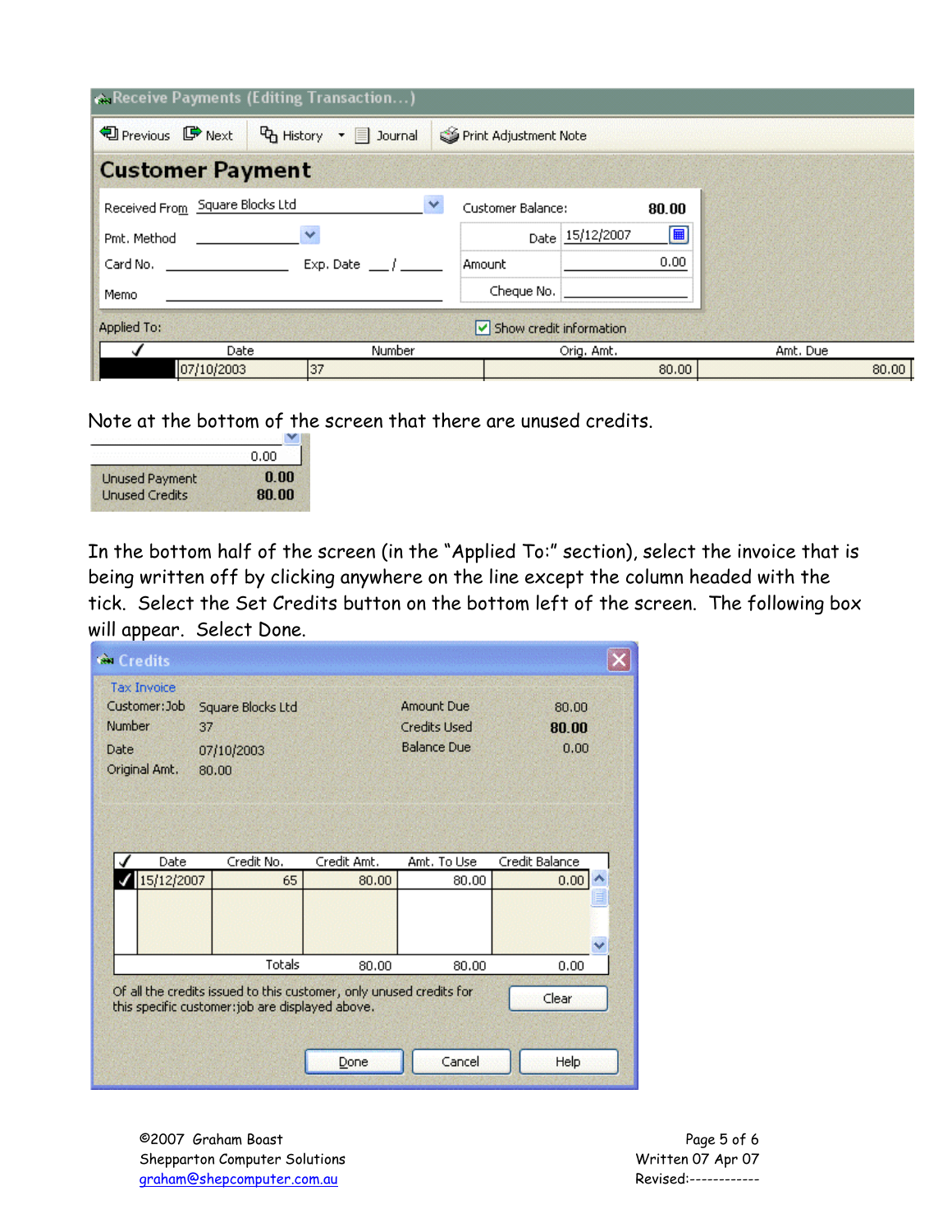Receive Payments (Editing Transaction...)

Previous | Next | History | Journal | Print Adjustment Note

## Customer Payment

Received From: Square Blocks Ltd
Customer Balance: 80.00
Pmt. Method:
Date: 15/12/2007
Card No. Exp. Date /
Amount: 0.00
Memo
Cheque No.

Applied To: ☑ Show credit information

| ✓ | Date | Number | Orig. Amt. | Amt. Due |
|---|---|---|---|---|
| | 07/10/2003 | 37 | 80.00 | 80.00 |

Note at the bottom of the screen that there are unused credits.

| | 0.00 |
|---|---|
| Unused Payment | 0.00 |
| Unused Credits | 80.00 |

In the bottom half of the screen (in the "Applied To:" section), select the invoice that is being written off by clicking anywhere on the line except the column headed with the tick. Select the Set Credits button on the bottom left of the screen. The following box will appear. Select Done.

Credits

Tax Invoice

| | | | |
|---|---|---|---|
| Customer:Job | Square Blocks Ltd | Amount Due | 80.00 |
| Number | 37 | Credits Used | 80.00 |
| Date | 07/10/2003 | Balance Due | 0.00 |
| Original Amt. | 80.00 | | |

| ✓ | Date | Credit No. | Credit Amt. | Amt. To Use | Credit Balance |
|---|---|---|---|---|---|
| ✓ | 15/12/2007 | 65 | 80.00 | 80.00 | 0.00 |
| | | Totals | 80.00 | 80.00 | 0.00 |

Of all the credits issued to this customer, only unused credits for this specific customer:job are displayed above.

Clear | Done | Cancel | Help

©2007 Graham Boast
Shepparton Computer Solutions
graham@shepcomputer.com.au

Written 07 Apr 07
Revised:------------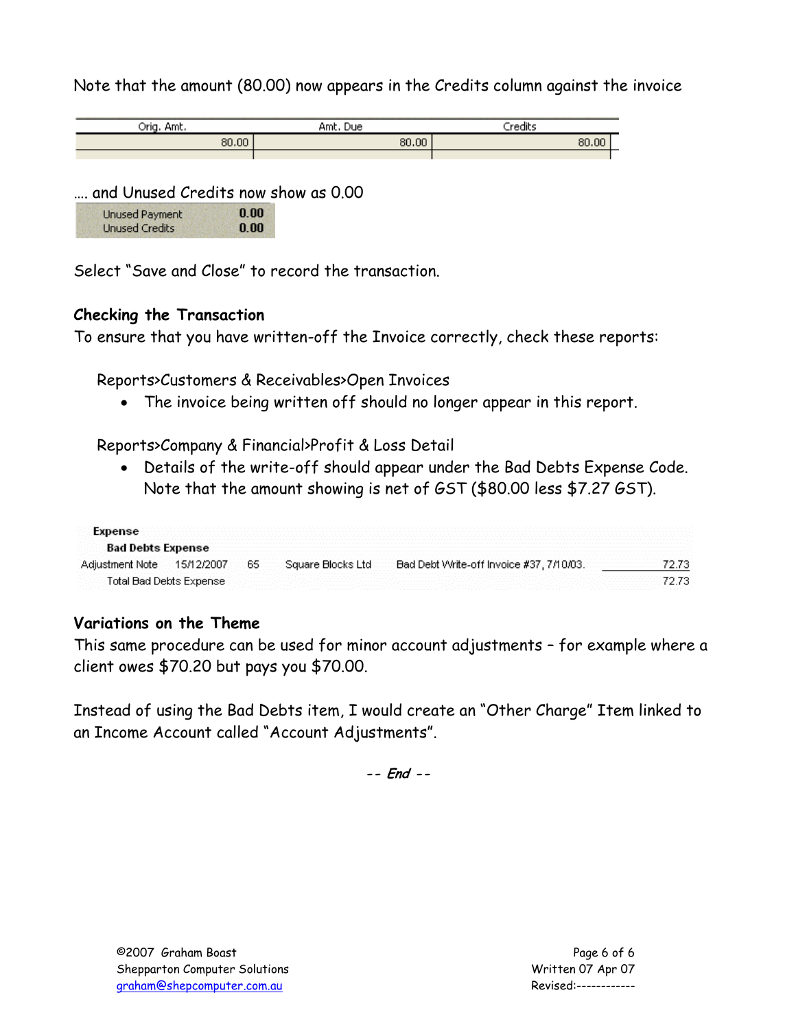Note that the amount (80.00) now appears in the Credits column against the invoice

| Orig. Amt. | Amt. Due | Credits |
| --- | --- | --- |
| 80.00 | 80.00 | 80.00 |

…. and Unused Credits now show as 0.00

| | |
| --- | --- |
| Unused Payment | 0.00 |
| Unused Credits | 0.00 |

Select "Save and Close" to record the transaction.

**Checking the Transaction**

To ensure that you have written-off the Invoice correctly, check these reports:

Reports>Customers & Receivables>Open Invoices

- The invoice being written off should no longer appear in this report.

Reports>Company & Financial>Profit & Loss Detail

- Details of the write-off should appear under the Bad Debts Expense Code. Note that the amount showing is net of GST ($80.00 less $7.27 GST).

| | | | | | |
| --- | --- | --- | --- | --- | --- |
| **Expense** | | | | | |
| **Bad Debts Expense** | | | | | |
| Adjustment Note | 15/12/2007 | 65 | Square Blocks Ltd | Bad Debt Write-off Invoice #37, 7/10/03. | 72.73 |
| Total Bad Debts Expense | | | | | 72.73 |

**Variations on the Theme**

This same procedure can be used for minor account adjustments – for example where a client owes $70.20 but pays you $70.00.

Instead of using the Bad Debts item, I would create an "Other Charge" Item linked to an Income Account called "Account Adjustments".

*-- End --*

©2007 Graham Boast
Shepparton Computer Solutions
graham@shepcomputer.com.au

Written 07 Apr 07
Revised:------------